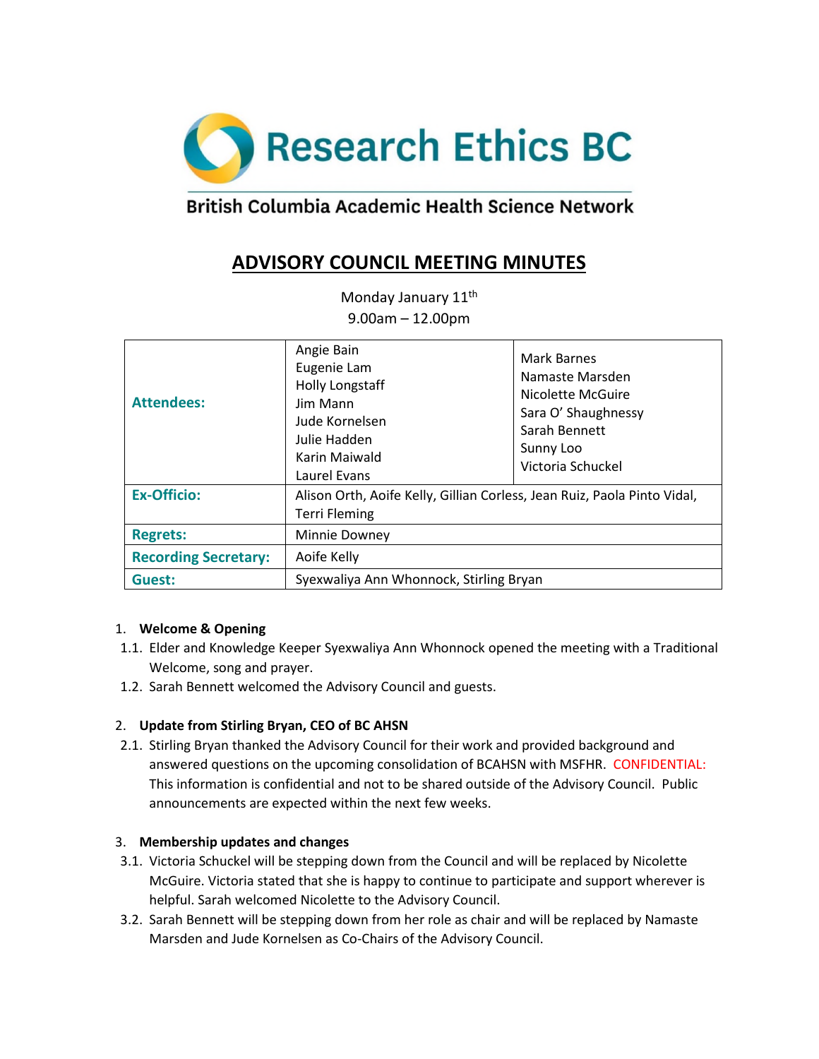Research Ethics BC

British Columbia Academic Health Science Network

# ADVISORY COUNCIL MEETING MINUTES

Monday January 11th
9.00am – 12.00pm

| | | |
|---|---|---|
| **Attendees:** | Angie Bain<br>Eugenie Lam<br>Holly Longstaff<br>Jim Mann<br>Jude Kornelsen<br>Julie Hadden<br>Karin Maiwald<br>Laurel Evans | Mark Barnes<br>Namaste Marsden<br>Nicolette McGuire<br>Sara O' Shaughnessy<br>Sarah Bennett<br>Sunny Loo<br>Victoria Schuckel |
| **Ex-Officio:** | Alison Orth, Aoife Kelly, Gillian Corless, Jean Ruiz, Paola Pinto Vidal, Terri Fleming | |
| **Regrets:** | Minnie Downey | |
| **Recording Secretary:** | Aoife Kelly | |
| **Guest:** | Syexwaliya Ann Whonnock, Stirling Bryan | |

1. **Welcome & Opening**
   1.1. Elder and Knowledge Keeper Syexwaliya Ann Whonnock opened the meeting with a Traditional Welcome, song and prayer.
   1.2. Sarah Bennett welcomed the Advisory Council and guests.

2. **Update from Stirling Bryan, CEO of BC AHSN**
   2.1. Stirling Bryan thanked the Advisory Council for their work and provided background and answered questions on the upcoming consolidation of BCAHSN with MSFHR. CONFIDENTIAL: This information is confidential and not to be shared outside of the Advisory Council. Public announcements are expected within the next few weeks.

3. **Membership updates and changes**
   3.1. Victoria Schuckel will be stepping down from the Council and will be replaced by Nicolette McGuire. Victoria stated that she is happy to continue to participate and support wherever is helpful. Sarah welcomed Nicolette to the Advisory Council.
   3.2. Sarah Bennett will be stepping down from her role as chair and will be replaced by Namaste Marsden and Jude Kornelsen as Co-Chairs of the Advisory Council.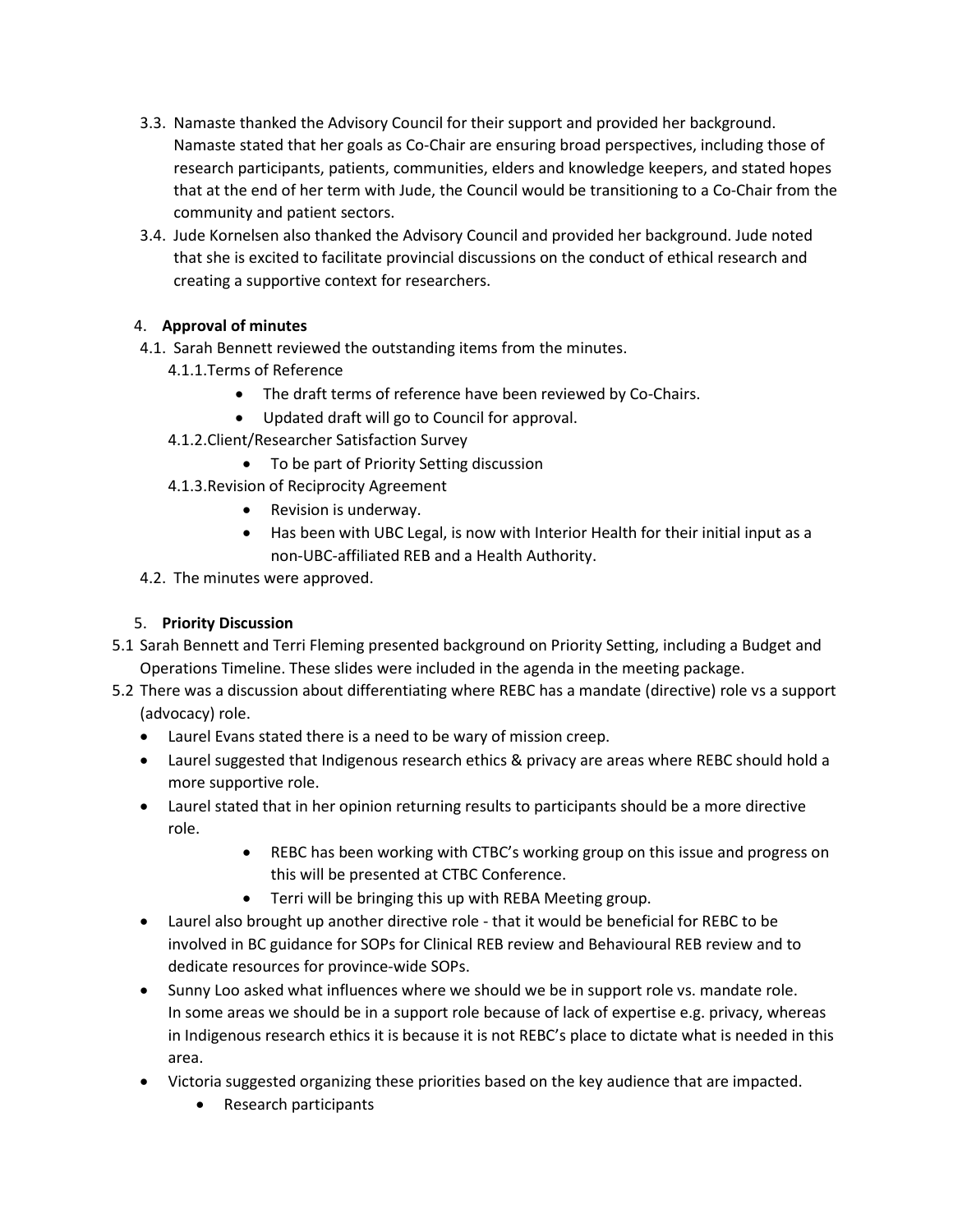3.3. Namaste thanked the Advisory Council for their support and provided her background. Namaste stated that her goals as Co-Chair are ensuring broad perspectives, including those of research participants, patients, communities, elders and knowledge keepers, and stated hopes that at the end of her term with Jude, the Council would be transitioning to a Co-Chair from the community and patient sectors.

3.4. Jude Kornelsen also thanked the Advisory Council and provided her background. Jude noted that she is excited to facilitate provincial discussions on the conduct of ethical research and creating a supportive context for researchers.

4. **Approval of minutes**

4.1. Sarah Bennett reviewed the outstanding items from the minutes.

4.1.1. Terms of Reference
- The draft terms of reference have been reviewed by Co-Chairs.
- Updated draft will go to Council for approval.

4.1.2. Client/Researcher Satisfaction Survey
- To be part of Priority Setting discussion

4.1.3. Revision of Reciprocity Agreement
- Revision is underway.
- Has been with UBC Legal, is now with Interior Health for their initial input as a non-UBC-affiliated REB and a Health Authority.

4.2. The minutes were approved.

5. **Priority Discussion**

5.1 Sarah Bennett and Terri Fleming presented background on Priority Setting, including a Budget and Operations Timeline. These slides were included in the agenda in the meeting package.

5.2 There was a discussion about differentiating where REBC has a mandate (directive) role vs a support (advocacy) role.
- Laurel Evans stated there is a need to be wary of mission creep.
- Laurel suggested that Indigenous research ethics & privacy are areas where REBC should hold a more supportive role.
- Laurel stated that in her opinion returning results to participants should be a more directive role.
    - REBC has been working with CTBC's working group on this issue and progress on this will be presented at CTBC Conference.
    - Terri will be bringing this up with REBA Meeting group.
- Laurel also brought up another directive role - that it would be beneficial for REBC to be involved in BC guidance for SOPs for Clinical REB review and Behavioural REB review and to dedicate resources for province-wide SOPs.
- Sunny Loo asked what influences where we should we be in support role vs. mandate role. In some areas we should be in a support role because of lack of expertise e.g. privacy, whereas in Indigenous research ethics it is because it is not REBC's place to dictate what is needed in this area.
- Victoria suggested organizing these priorities based on the key audience that are impacted.
    - Research participants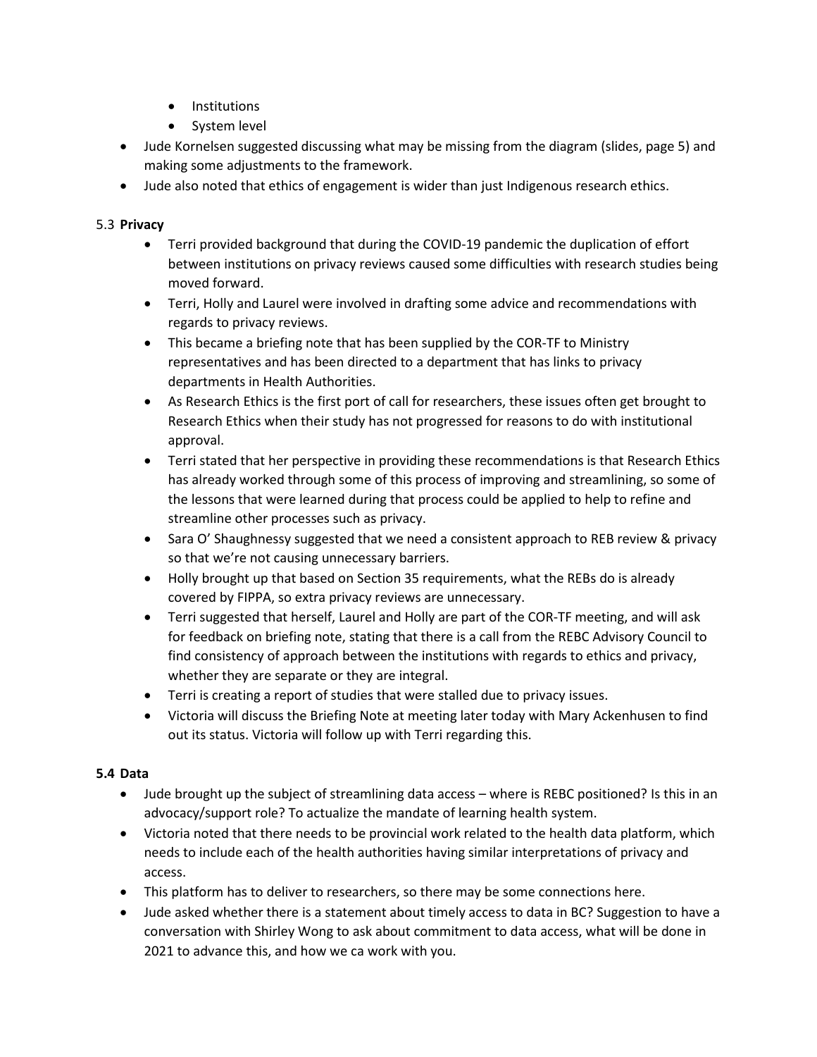- Institutions
  - System level
- Jude Kornelsen suggested discussing what may be missing from the diagram (slides, page 5) and making some adjustments to the framework.
- Jude also noted that ethics of engagement is wider than just Indigenous research ethics.

5.3 **Privacy**

- Terri provided background that during the COVID-19 pandemic the duplication of effort between institutions on privacy reviews caused some difficulties with research studies being moved forward.
- Terri, Holly and Laurel were involved in drafting some advice and recommendations with regards to privacy reviews.
- This became a briefing note that has been supplied by the COR-TF to Ministry representatives and has been directed to a department that has links to privacy departments in Health Authorities.
- As Research Ethics is the first port of call for researchers, these issues often get brought to Research Ethics when their study has not progressed for reasons to do with institutional approval.
- Terri stated that her perspective in providing these recommendations is that Research Ethics has already worked through some of this process of improving and streamlining, so some of the lessons that were learned during that process could be applied to help to refine and streamline other processes such as privacy.
- Sara O' Shaughnessy suggested that we need a consistent approach to REB review & privacy so that we're not causing unnecessary barriers.
- Holly brought up that based on Section 35 requirements, what the REBs do is already covered by FIPPA, so extra privacy reviews are unnecessary.
- Terri suggested that herself, Laurel and Holly are part of the COR-TF meeting, and will ask for feedback on briefing note, stating that there is a call from the REBC Advisory Council to find consistency of approach between the institutions with regards to ethics and privacy, whether they are separate or they are integral.
- Terri is creating a report of studies that were stalled due to privacy issues.
- Victoria will discuss the Briefing Note at meeting later today with Mary Ackenhusen to find out its status. Victoria will follow up with Terri regarding this.

**5.4 Data**

- Jude brought up the subject of streamlining data access – where is REBC positioned? Is this in an advocacy/support role? To actualize the mandate of learning health system.
- Victoria noted that there needs to be provincial work related to the health data platform, which needs to include each of the health authorities having similar interpretations of privacy and access.
- This platform has to deliver to researchers, so there may be some connections here.
- Jude asked whether there is a statement about timely access to data in BC? Suggestion to have a conversation with Shirley Wong to ask about commitment to data access, what will be done in 2021 to advance this, and how we ca work with you.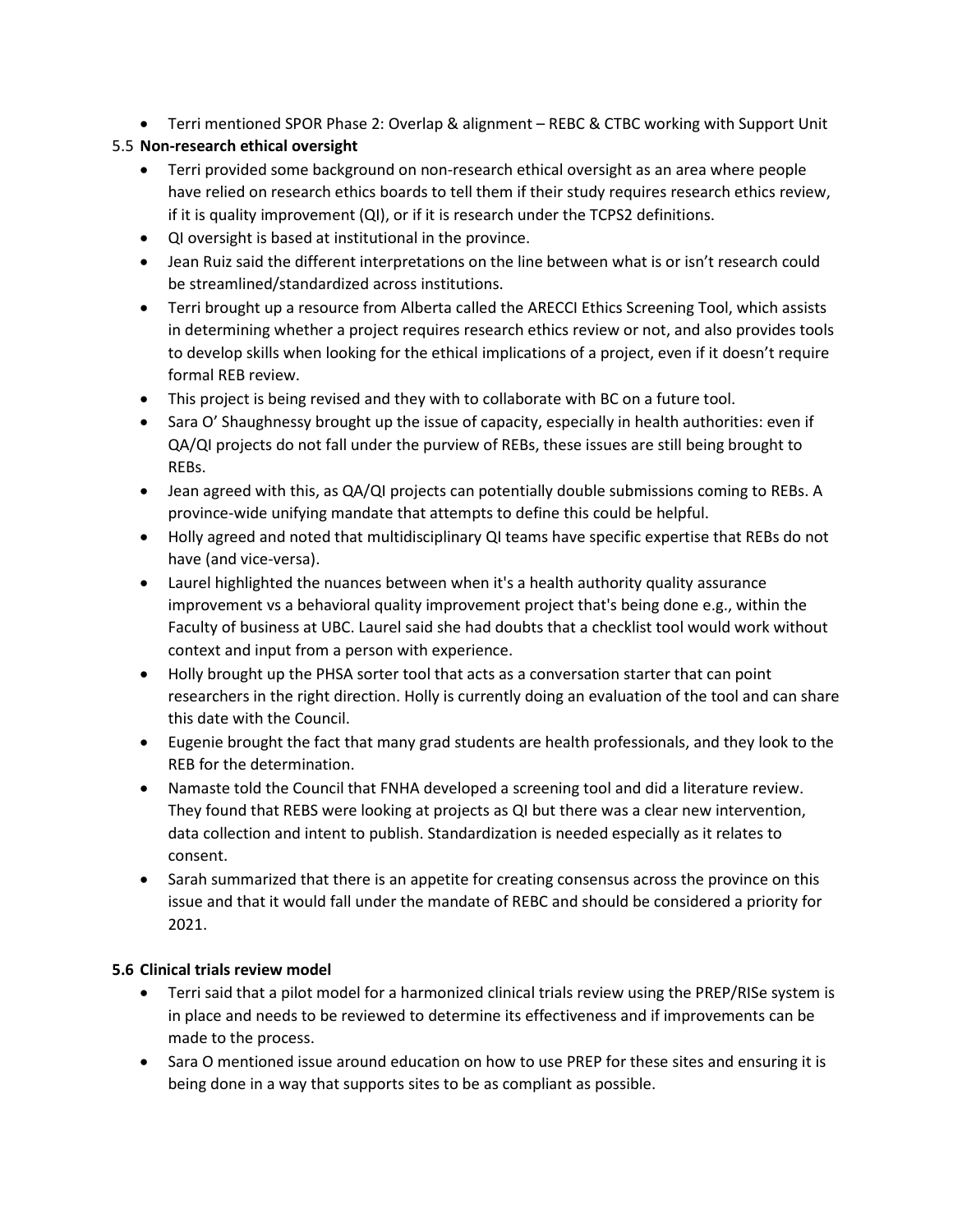- Terri mentioned SPOR Phase 2: Overlap & alignment – REBC & CTBC working with Support Unit

5.5 **Non-research ethical oversight**

- Terri provided some background on non-research ethical oversight as an area where people have relied on research ethics boards to tell them if their study requires research ethics review, if it is quality improvement (QI), or if it is research under the TCPS2 definitions.
- QI oversight is based at institutional in the province.
- Jean Ruiz said the different interpretations on the line between what is or isn't research could be streamlined/standardized across institutions.
- Terri brought up a resource from Alberta called the ARECCI Ethics Screening Tool, which assists in determining whether a project requires research ethics review or not, and also provides tools to develop skills when looking for the ethical implications of a project, even if it doesn't require formal REB review.
- This project is being revised and they with to collaborate with BC on a future tool.
- Sara O' Shaughnessy brought up the issue of capacity, especially in health authorities: even if QA/QI projects do not fall under the purview of REBs, these issues are still being brought to REBs.
- Jean agreed with this, as QA/QI projects can potentially double submissions coming to REBs. A province-wide unifying mandate that attempts to define this could be helpful.
- Holly agreed and noted that multidisciplinary QI teams have specific expertise that REBs do not have (and vice-versa).
- Laurel highlighted the nuances between when it's a health authority quality assurance improvement vs a behavioral quality improvement project that's being done e.g., within the Faculty of business at UBC. Laurel said she had doubts that a checklist tool would work without context and input from a person with experience.
- Holly brought up the PHSA sorter tool that acts as a conversation starter that can point researchers in the right direction. Holly is currently doing an evaluation of the tool and can share this date with the Council.
- Eugenie brought the fact that many grad students are health professionals, and they look to the REB for the determination.
- Namaste told the Council that FNHA developed a screening tool and did a literature review. They found that REBS were looking at projects as QI but there was a clear new intervention, data collection and intent to publish. Standardization is needed especially as it relates to consent.
- Sarah summarized that there is an appetite for creating consensus across the province on this issue and that it would fall under the mandate of REBC and should be considered a priority for 2021.

**5.6 Clinical trials review model**

- Terri said that a pilot model for a harmonized clinical trials review using the PREP/RISe system is in place and needs to be reviewed to determine its effectiveness and if improvements can be made to the process.
- Sara O mentioned issue around education on how to use PREP for these sites and ensuring it is being done in a way that supports sites to be as compliant as possible.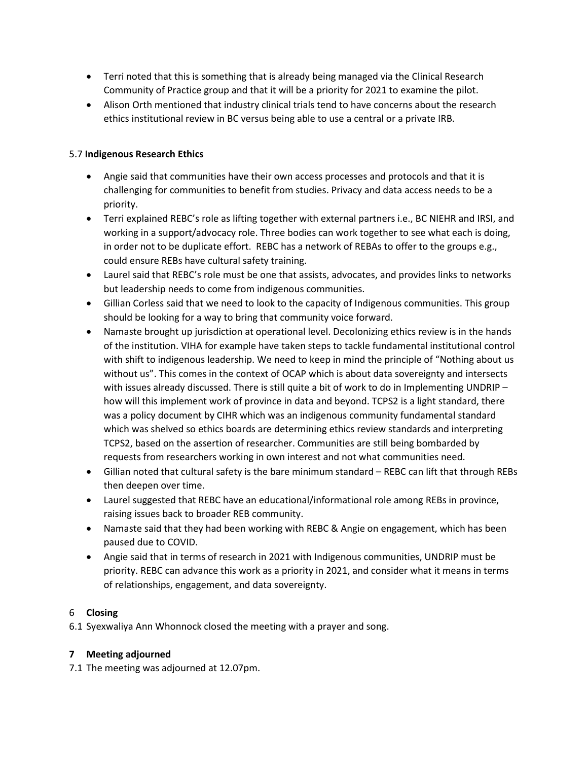- Terri noted that this is something that is already being managed via the Clinical Research Community of Practice group and that it will be a priority for 2021 to examine the pilot.
- Alison Orth mentioned that industry clinical trials tend to have concerns about the research ethics institutional review in BC versus being able to use a central or a private IRB.

5.7 **Indigenous Research Ethics**

- Angie said that communities have their own access processes and protocols and that it is challenging for communities to benefit from studies. Privacy and data access needs to be a priority.
- Terri explained REBC's role as lifting together with external partners i.e., BC NIEHR and IRSI, and working in a support/advocacy role. Three bodies can work together to see what each is doing, in order not to be duplicate effort. REBC has a network of REBAs to offer to the groups e.g., could ensure REBs have cultural safety training.
- Laurel said that REBC's role must be one that assists, advocates, and provides links to networks but leadership needs to come from indigenous communities.
- Gillian Corless said that we need to look to the capacity of Indigenous communities. This group should be looking for a way to bring that community voice forward.
- Namaste brought up jurisdiction at operational level. Decolonizing ethics review is in the hands of the institution. VIHA for example have taken steps to tackle fundamental institutional control with shift to indigenous leadership. We need to keep in mind the principle of "Nothing about us without us". This comes in the context of OCAP which is about data sovereignty and intersects with issues already discussed. There is still quite a bit of work to do in Implementing UNDRIP – how will this implement work of province in data and beyond. TCPS2 is a light standard, there was a policy document by CIHR which was an indigenous community fundamental standard which was shelved so ethics boards are determining ethics review standards and interpreting TCPS2, based on the assertion of researcher. Communities are still being bombarded by requests from researchers working in own interest and not what communities need.
- Gillian noted that cultural safety is the bare minimum standard – REBC can lift that through REBs then deepen over time.
- Laurel suggested that REBC have an educational/informational role among REBs in province, raising issues back to broader REB community.
- Namaste said that they had been working with REBC & Angie on engagement, which has been paused due to COVID.
- Angie said that in terms of research in 2021 with Indigenous communities, UNDRIP must be priority. REBC can advance this work as a priority in 2021, and consider what it means in terms of relationships, engagement, and data sovereignty.

## 6 Closing

6.1 Syexwaliya Ann Whonnock closed the meeting with a prayer and song.

## 7 Meeting adjourned

7.1 The meeting was adjourned at 12.07pm.